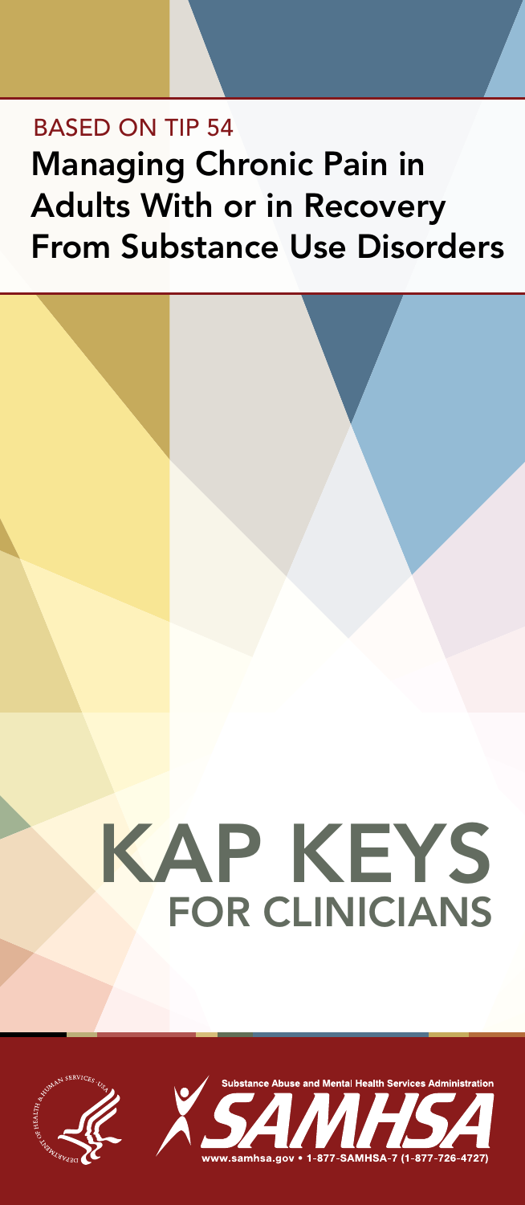BASED ON TIP 54

# Managing Chronic Pain in Adults With or in Recovery From Substance Use Disorders

# KAP KEYS
## FOR CLINICIANS

Substance Abuse and Mental Health Services Administration

SAMHSA

www.samhsa.gov • 1-877-SAMHSA-7 (1-877-726-4727)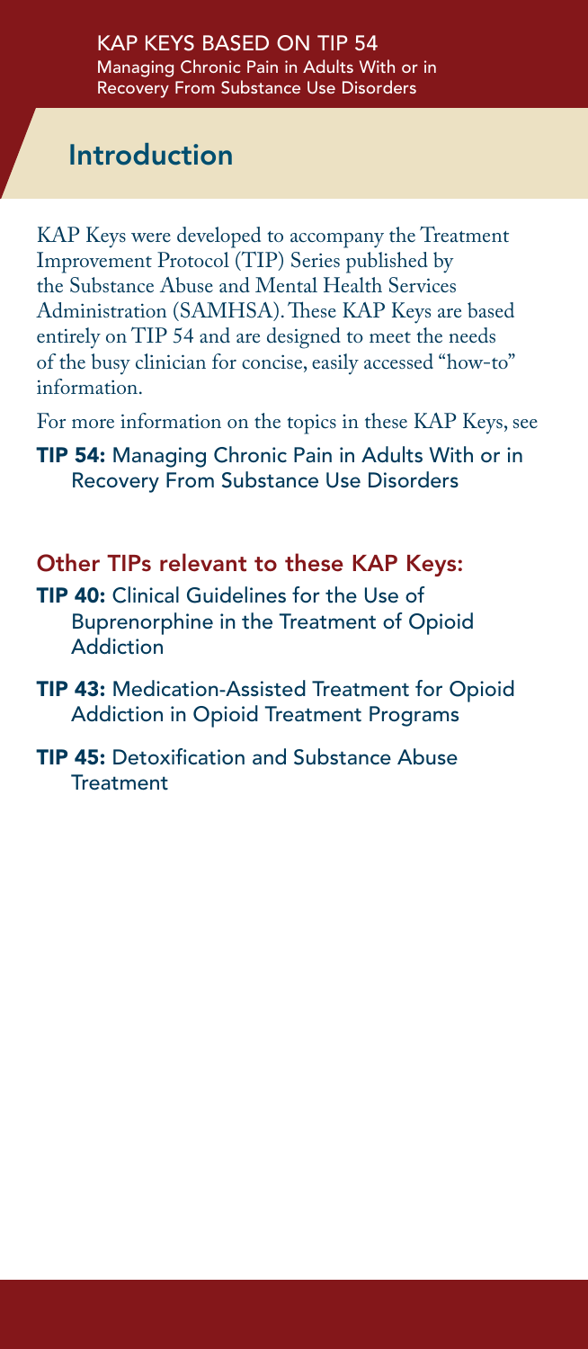KAP KEYS BASED ON TIP 54
Managing Chronic Pain in Adults With or in Recovery From Substance Use Disorders

## Introduction

KAP Keys were developed to accompany the Treatment Improvement Protocol (TIP) Series published by the Substance Abuse and Mental Health Services Administration (SAMHSA). These KAP Keys are based entirely on TIP 54 and are designed to meet the needs of the busy clinician for concise, easily accessed "how-to" information.

For more information on the topics in these KAP Keys, see

**TIP 54:** Managing Chronic Pain in Adults With or in Recovery From Substance Use Disorders

### Other TIPs relevant to these KAP Keys:

**TIP 40:** Clinical Guidelines for the Use of Buprenorphine in the Treatment of Opioid Addiction

**TIP 43:** Medication-Assisted Treatment for Opioid Addiction in Opioid Treatment Programs

**TIP 45:** Detoxification and Substance Abuse Treatment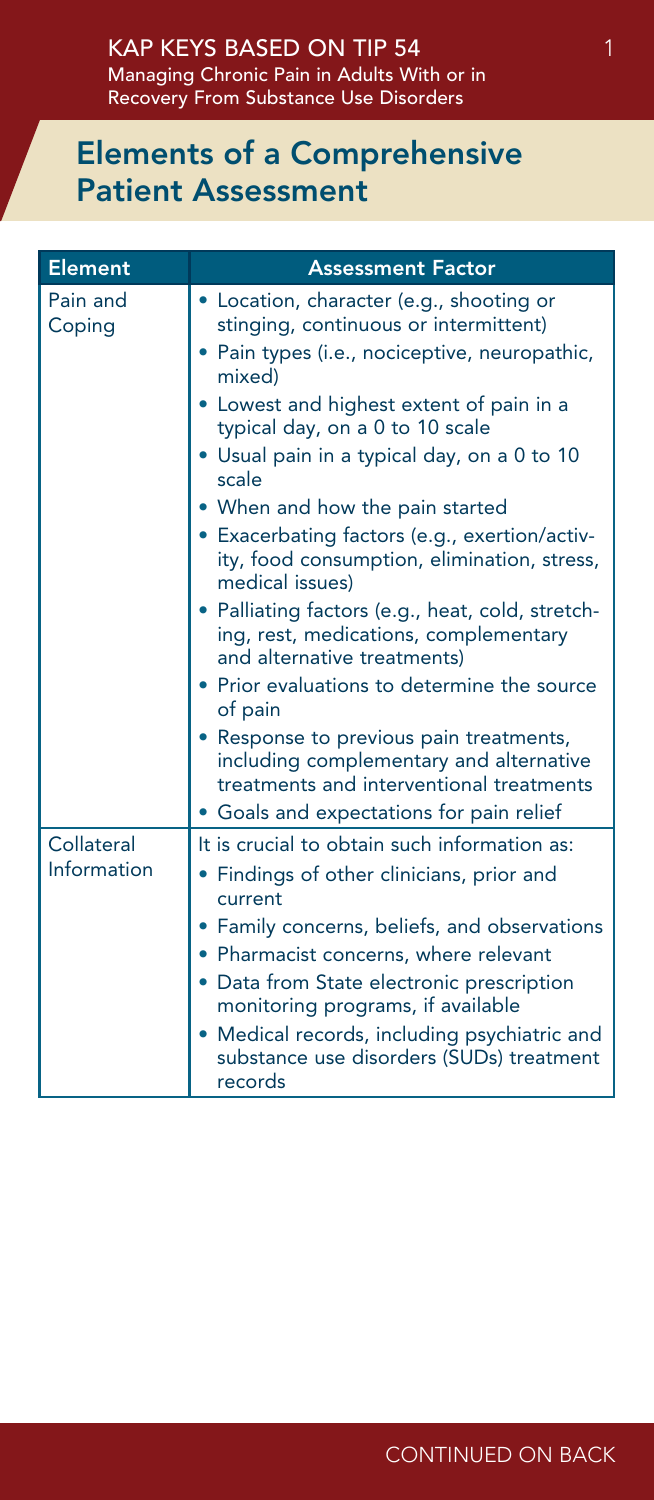## Elements of a Comprehensive Patient Assessment

| Element | Assessment Factor |
| --- | --- |
| Pain and Coping | • Location, character (e.g., shooting or stinging, continuous or intermittent)<br>• Pain types (i.e., nociceptive, neuropathic, mixed)<br>• Lowest and highest extent of pain in a typical day, on a 0 to 10 scale<br>• Usual pain in a typical day, on a 0 to 10 scale<br>• When and how the pain started<br>• Exacerbating factors (e.g., exertion/activity, food consumption, elimination, stress, medical issues)<br>• Palliating factors (e.g., heat, cold, stretching, rest, medications, complementary and alternative treatments)<br>• Prior evaluations to determine the source of pain<br>• Response to previous pain treatments, including complementary and alternative treatments and interventional treatments<br>• Goals and expectations for pain relief |
| Collateral Information | It is crucial to obtain such information as:<br>• Findings of other clinicians, prior and current<br>• Family concerns, beliefs, and observations<br>• Pharmacist concerns, where relevant<br>• Data from State electronic prescription monitoring programs, if available<br>• Medical records, including psychiatric and substance use disorders (SUDs) treatment records |

CONTINUED ON BACK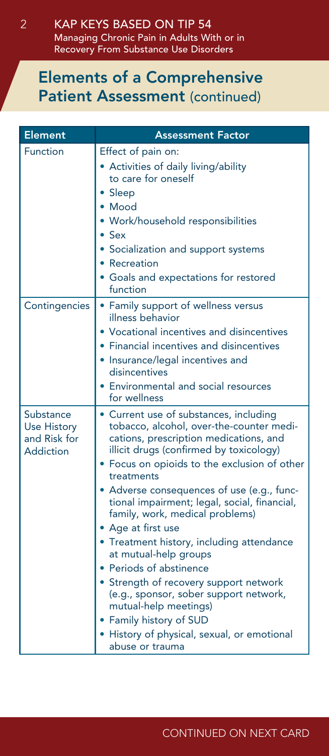## Elements of a Comprehensive Patient Assessment (continued)

| Element | Assessment Factor |
| --- | --- |
| Function | Effect of pain on:<br>• Activities of daily living/ability to care for oneself<br>• Sleep<br>• Mood<br>• Work/household responsibilities<br>• Sex<br>• Socialization and support systems<br>• Recreation<br>• Goals and expectations for restored function |
| Contingencies | • Family support of wellness versus illness behavior<br>• Vocational incentives and disincentives<br>• Financial incentives and disincentives<br>• Insurance/legal incentives and disincentives<br>• Environmental and social resources for wellness |
| Substance Use History and Risk for Addiction | • Current use of substances, including tobacco, alcohol, over-the-counter medications, prescription medications, and illicit drugs (confirmed by toxicology)<br>• Focus on opioids to the exclusion of other treatments<br>• Adverse consequences of use (e.g., functional impairment; legal, social, financial, family, work, medical problems)<br>• Age at first use<br>• Treatment history, including attendance at mutual-help groups<br>• Periods of abstinence<br>• Strength of recovery support network (e.g., sponsor, sober support network, mutual-help meetings)<br>• Family history of SUD<br>• History of physical, sexual, or emotional abuse or trauma |

CONTINUED ON NEXT CARD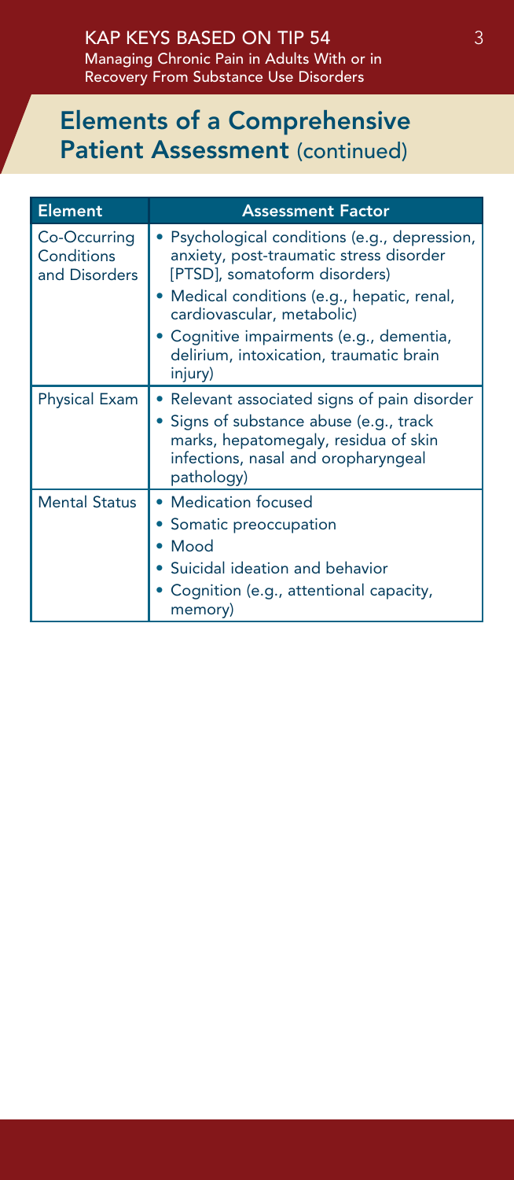## Elements of a Comprehensive Patient Assessment (continued)

| Element | Assessment Factor |
| --- | --- |
| Co-Occurring Conditions and Disorders | • Psychological conditions (e.g., depression, anxiety, post-traumatic stress disorder [PTSD], somatoform disorders)<br>• Medical conditions (e.g., hepatic, renal, cardiovascular, metabolic)<br>• Cognitive impairments (e.g., dementia, delirium, intoxication, traumatic brain injury) |
| Physical Exam | • Relevant associated signs of pain disorder<br>• Signs of substance abuse (e.g., track marks, hepatomegaly, residua of skin infections, nasal and oropharyngeal pathology) |
| Mental Status | • Medication focused<br>• Somatic preoccupation<br>• Mood<br>• Suicidal ideation and behavior<br>• Cognition (e.g., attentional capacity, memory) |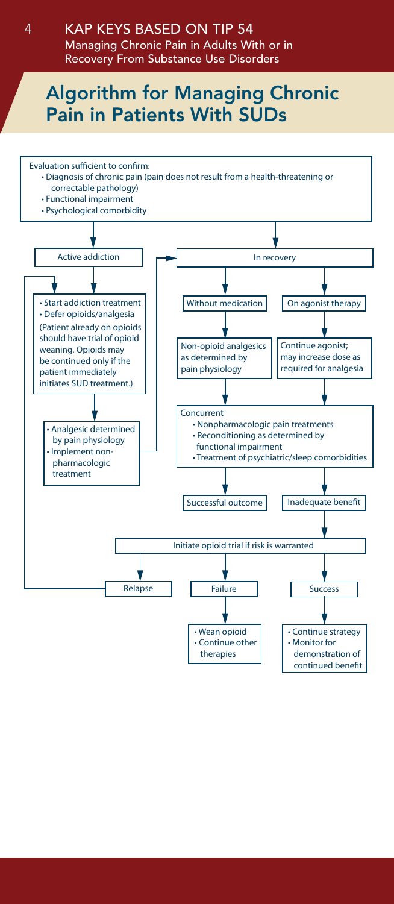## Algorithm for Managing Chronic Pain in Patients With SUDs

Evaluation sufficient to confirm:

- Diagnosis of chronic pain (pain does not result from a health-threatening or correctable pathology)
- Functional impairment
- Psychological comorbidity

**Active addiction**

- Start addiction treatment
- Defer opioids/analgesia

(Patient already on opioids should have trial of opioid weaning. Opioids may be continued only if the patient immediately initiates SUD treatment.)

- Analgesic determined by pain physiology
- Implement non-pharmacologic treatment

→ In recovery

**In recovery**

Without medication → Non-opioid analgesics as determined by pain physiology

On agonist therapy → Continue agonist; may increase dose as required for analgesia

Concurrent

- Nonpharmacologic pain treatments
- Reconditioning as determined by functional impairment
- Treatment of psychiatric/sleep comorbidities

Successful outcome

Inadequate benefit → Initiate opioid trial if risk is warranted

**Initiate opioid trial if risk is warranted**

Relapse → Active addiction (Start addiction treatment)

Failure

- Wean opioid
- Continue other therapies

Success

- Continue strategy
- Monitor for demonstration of continued benefit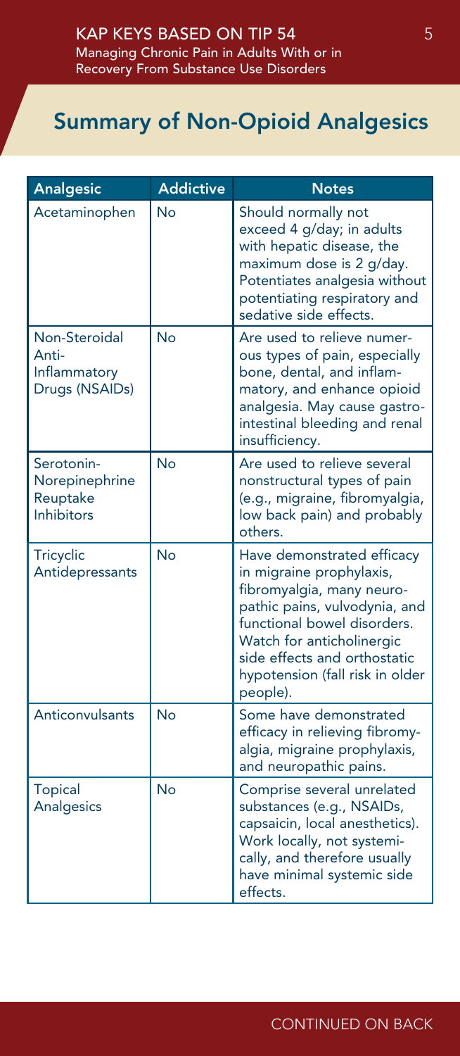## Summary of Non-Opioid Analgesics

| Analgesic | Addictive | Notes |
|---|---|---|
| Acetaminophen | No | Should normally not exceed 4 g/day; in adults with hepatic disease, the maximum dose is 2 g/day. Potentiates analgesia without potentiating respiratory and sedative side effects. |
| Non-Steroidal Anti-Inflammatory Drugs (NSAIDs) | No | Are used to relieve numerous types of pain, especially bone, dental, and inflammatory, and enhance opioid analgesia. May cause gastrointestinal bleeding and renal insufficiency. |
| Serotonin-Norepinephrine Reuptake Inhibitors | No | Are used to relieve several nonstructural types of pain (e.g., migraine, fibromyalgia, low back pain) and probably others. |
| Tricyclic Antidepressants | No | Have demonstrated efficacy in migraine prophylaxis, fibromyalgia, many neuropathic pains, vulvodynia, and functional bowel disorders. Watch for anticholinergic side effects and orthostatic hypotension (fall risk in older people). |
| Anticonvulsants | No | Some have demonstrated efficacy in relieving fibromyalgia, migraine prophylaxis, and neuropathic pains. |
| Topical Analgesics | No | Comprise several unrelated substances (e.g., NSAIDs, capsaicin, local anesthetics). Work locally, not systemically, and therefore usually have minimal systemic side effects. |

CONTINUED ON BACK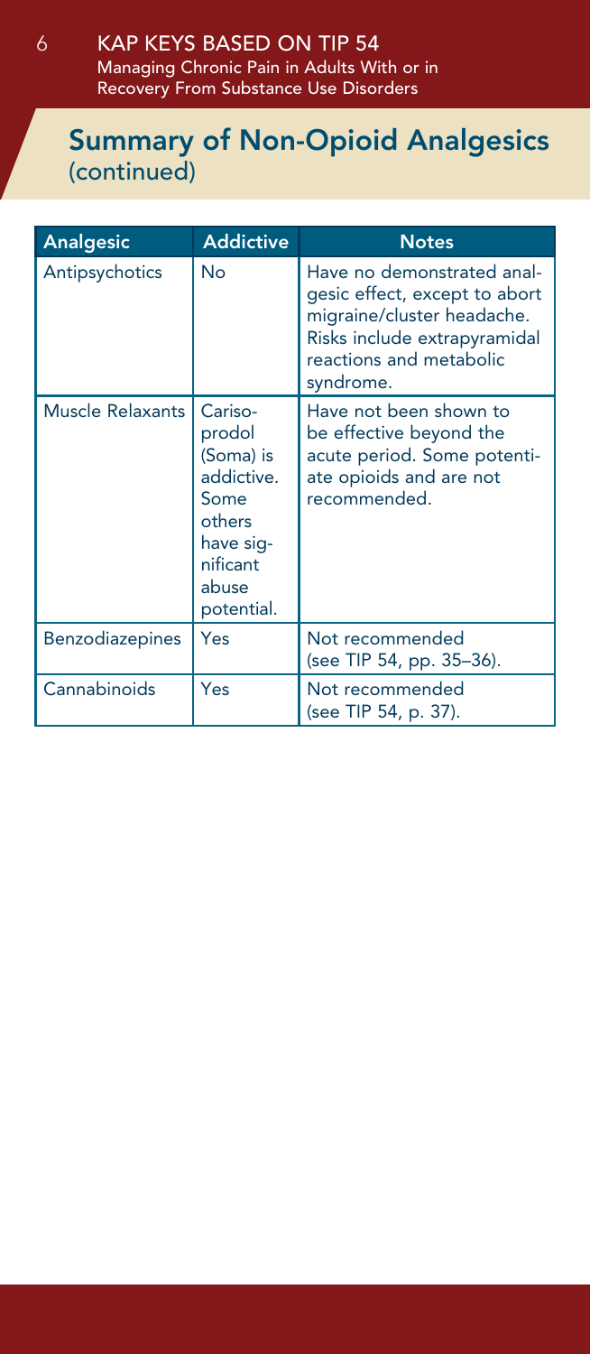## Summary of Non-Opioid Analgesics (continued)

| Analgesic | Addictive | Notes |
| --- | --- | --- |
| Antipsychotics | No | Have no demonstrated analgesic effect, except to abort migraine/cluster headache. Risks include extrapyramidal reactions and metabolic syndrome. |
| Muscle Relaxants | Carisoprodol (Soma) is addictive. Some others have significant abuse potential. | Have not been shown to be effective beyond the acute period. Some potentiate opioids and are not recommended. |
| Benzodiazepines | Yes | Not recommended (see TIP 54, pp. 35–36). |
| Cannabinoids | Yes | Not recommended (see TIP 54, p. 37). |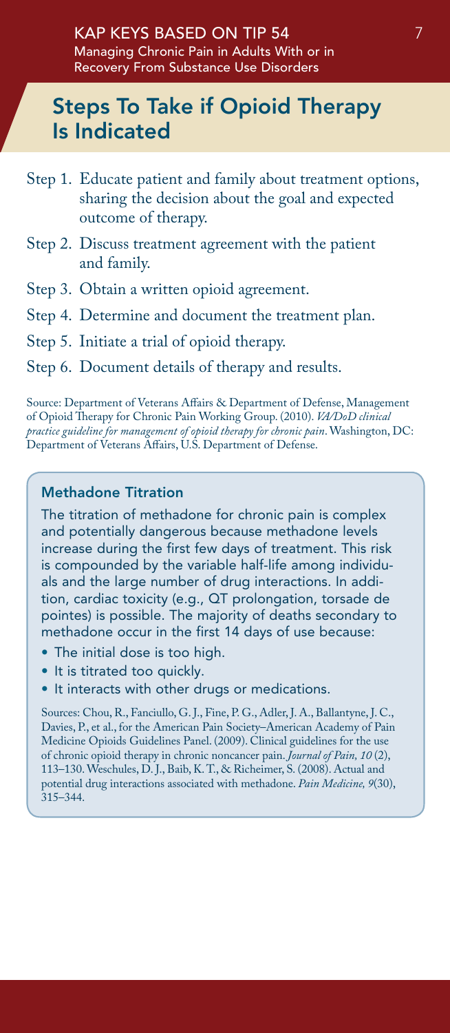## Steps To Take if Opioid Therapy Is Indicated

Step 1. Educate patient and family about treatment options, sharing the decision about the goal and expected outcome of therapy.

Step 2. Discuss treatment agreement with the patient and family.

Step 3. Obtain a written opioid agreement.

Step 4. Determine and document the treatment plan.

Step 5. Initiate a trial of opioid therapy.

Step 6. Document details of therapy and results.

Source: Department of Veterans Affairs & Department of Defense, Management of Opioid Therapy for Chronic Pain Working Group. (2010). *VA/DoD clinical practice guideline for management of opioid therapy for chronic pain*. Washington, DC: Department of Veterans Affairs, U.S. Department of Defense.

### Methadone Titration

The titration of methadone for chronic pain is complex and potentially dangerous because methadone levels increase during the first few days of treatment. This risk is compounded by the variable half-life among individuals and the large number of drug interactions. In addition, cardiac toxicity (e.g., QT prolongation, torsade de pointes) is possible. The majority of deaths secondary to methadone occur in the first 14 days of use because:

- The initial dose is too high.
- It is titrated too quickly.
- It interacts with other drugs or medications.

Sources: Chou, R., Fanciullo, G. J., Fine, P. G., Adler, J. A., Ballantyne, J. C., Davies, P., et al., for the American Pain Society–American Academy of Pain Medicine Opioids Guidelines Panel. (2009). Clinical guidelines for the use of chronic opioid therapy in chronic noncancer pain. *Journal of Pain, 10* (2), 113–130. Weschules, D. J., Baib, K. T., & Richeimer, S. (2008). Actual and potential drug interactions associated with methadone. *Pain Medicine, 9*(30), 315–344.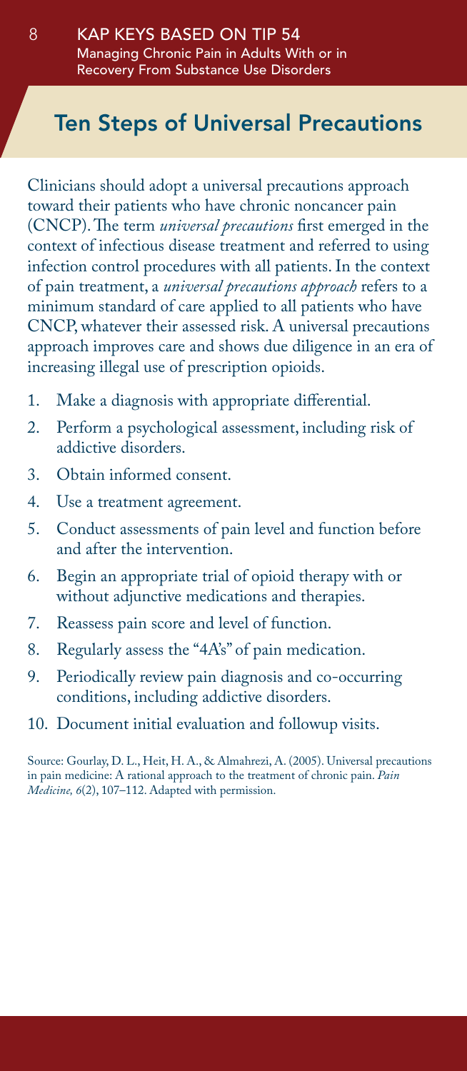## Ten Steps of Universal Precautions

Clinicians should adopt a universal precautions approach toward their patients who have chronic noncancer pain (CNCP). The term *universal precautions* first emerged in the context of infectious disease treatment and referred to using infection control procedures with all patients. In the context of pain treatment, a *universal precautions approach* refers to a minimum standard of care applied to all patients who have CNCP, whatever their assessed risk. A universal precautions approach improves care and shows due diligence in an era of increasing illegal use of prescription opioids.

1. Make a diagnosis with appropriate differential.
2. Perform a psychological assessment, including risk of addictive disorders.
3. Obtain informed consent.
4. Use a treatment agreement.
5. Conduct assessments of pain level and function before and after the intervention.
6. Begin an appropriate trial of opioid therapy with or without adjunctive medications and therapies.
7. Reassess pain score and level of function.
8. Regularly assess the "4A's" of pain medication.
9. Periodically review pain diagnosis and co-occurring conditions, including addictive disorders.
10. Document initial evaluation and followup visits.

Source: Gourlay, D. L., Heit, H. A., & Almahrezi, A. (2005). Universal precautions in pain medicine: A rational approach to the treatment of chronic pain. *Pain Medicine, 6*(2), 107–112. Adapted with permission.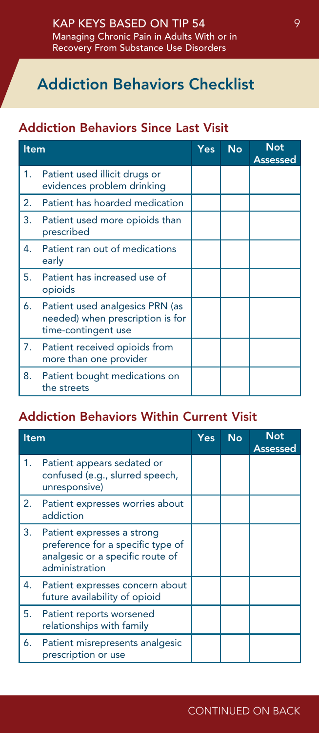# Addiction Behaviors Checklist

## Addiction Behaviors Since Last Visit

| Item | Yes | No | Not Assessed |
|---|---|---|---|
| 1. Patient used illicit drugs or evidences problem drinking | | | |
| 2. Patient has hoarded medication | | | |
| 3. Patient used more opioids than prescribed | | | |
| 4. Patient ran out of medications early | | | |
| 5. Patient has increased use of opioids | | | |
| 6. Patient used analgesics PRN (as needed) when prescription is for time-contingent use | | | |
| 7. Patient received opioids from more than one provider | | | |
| 8. Patient bought medications on the streets | | | |

## Addiction Behaviors Within Current Visit

| Item | Yes | No | Not Assessed |
|---|---|---|---|
| 1. Patient appears sedated or confused (e.g., slurred speech, unresponsive) | | | |
| 2. Patient expresses worries about addiction | | | |
| 3. Patient expresses a strong preference for a specific type of analgesic or a specific route of administration | | | |
| 4. Patient expresses concern about future availability of opioid | | | |
| 5. Patient reports worsened relationships with family | | | |
| 6. Patient misrepresents analgesic prescription or use | | | |

CONTINUED ON BACK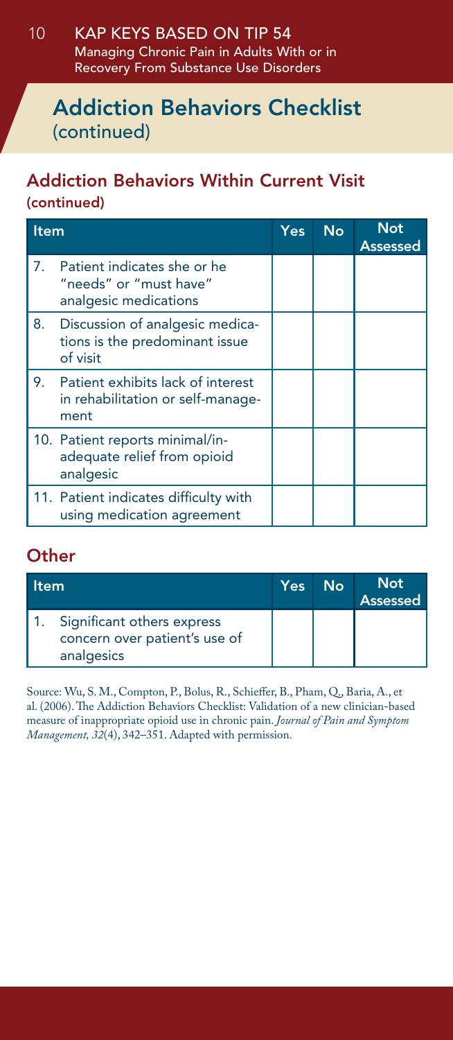# Addiction Behaviors Checklist (continued)

## Addiction Behaviors Within Current Visit (continued)

| Item | Yes | No | Not Assessed |
|---|---|---|---|
| 7. Patient indicates she or he "needs" or "must have" analgesic medications | | | |
| 8. Discussion of analgesic medications is the predominant issue of visit | | | |
| 9. Patient exhibits lack of interest in rehabilitation or self-management | | | |
| 10. Patient reports minimal/inadequate relief from opioid analgesic | | | |
| 11. Patient indicates difficulty with using medication agreement | | | |

## Other

| Item | Yes | No | Not Assessed |
|---|---|---|---|
| 1. Significant others express concern over patient's use of analgesics | | | |

Source: Wu, S. M., Compton, P., Bolus, R., Schieffer, B., Pham, Q., Baria, A., et al. (2006). The Addiction Behaviors Checklist: Validation of a new clinician-based measure of inappropriate opioid use in chronic pain. *Journal of Pain and Symptom Management, 32*(4), 342–351. Adapted with permission.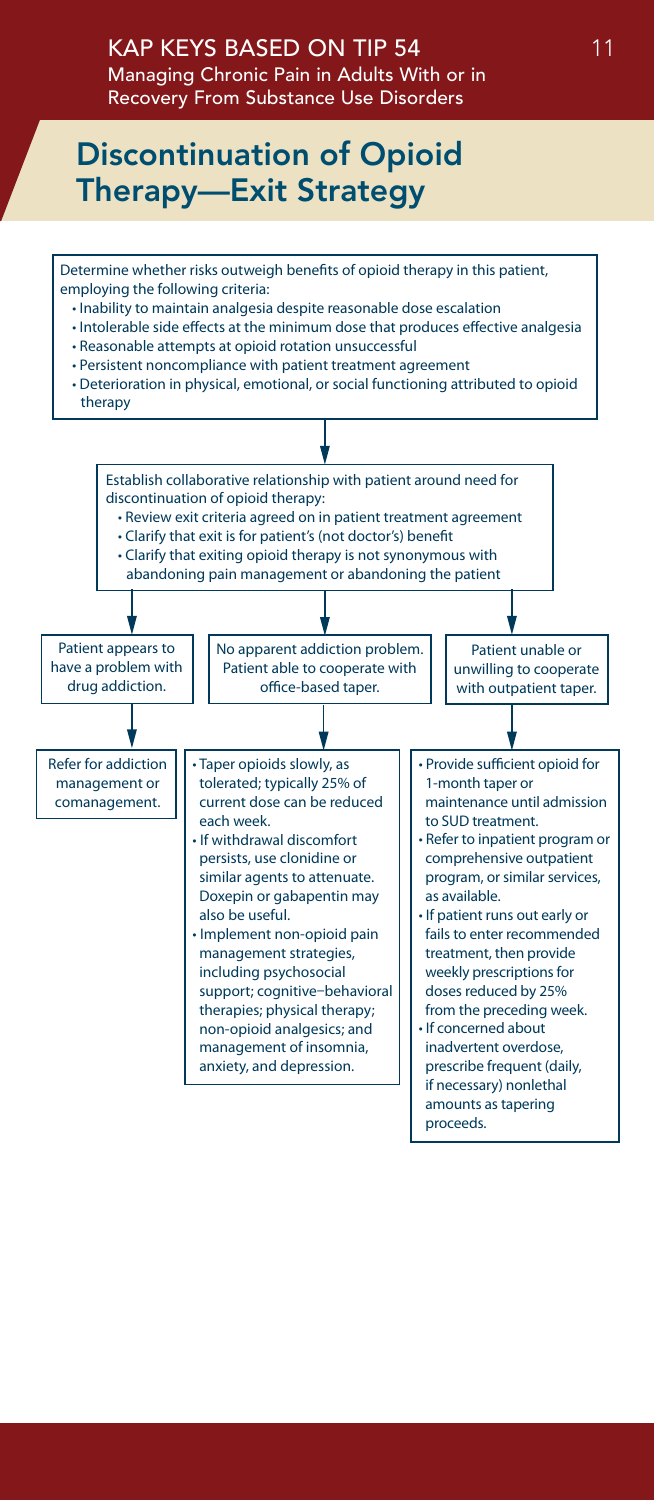# Discontinuation of Opioid Therapy—Exit Strategy

Determine whether risks outweigh benefits of opioid therapy in this patient, employing the following criteria:

- Inability to maintain analgesia despite reasonable dose escalation
- Intolerable side effects at the minimum dose that produces effective analgesia
- Reasonable attempts at opioid rotation unsuccessful
- Persistent noncompliance with patient treatment agreement
- Deterioration in physical, emotional, or social functioning attributed to opioid therapy

↓

Establish collaborative relationship with patient around need for discontinuation of opioid therapy:

- Review exit criteria agreed on in patient treatment agreement
- Clarify that exit is for patient's (not doctor's) benefit
- Clarify that exiting opioid therapy is not synonymous with abandoning pain management or abandoning the patient

↓

**Patient appears to have a problem with drug addiction.**

↓

Refer for addiction management or comanagement.

**No apparent addiction problem. Patient able to cooperate with office-based taper.**

↓

- Taper opioids slowly, as tolerated; typically 25% of current dose can be reduced each week.
- If withdrawal discomfort persists, use clonidine or similar agents to attenuate. Doxepin or gabapentin may also be useful.
- Implement non-opioid pain management strategies, including psychosocial support; cognitive–behavioral therapies; physical therapy; non-opioid analgesics; and management of insomnia, anxiety, and depression.

**Patient unable or unwilling to cooperate with outpatient taper.**

↓

- Provide sufficient opioid for 1-month taper or maintenance until admission to SUD treatment.
- Refer to inpatient program or comprehensive outpatient program, or similar services, as available.
- If patient runs out early or fails to enter recommended treatment, then provide weekly prescriptions for doses reduced by 25% from the preceding week.
- If concerned about inadvertent overdose, prescribe frequent (daily, if necessary) nonlethal amounts as tapering proceeds.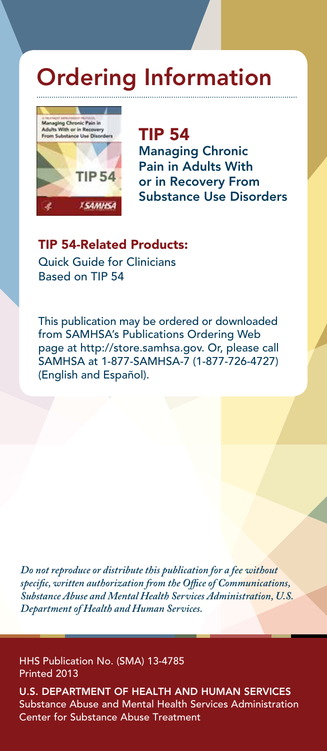# Ordering Information

## TIP 54

**Managing Chronic Pain in Adults With or in Recovery From Substance Use Disorders**

### TIP 54-Related Products:

Quick Guide for Clinicians Based on TIP 54

This publication may be ordered or downloaded from SAMHSA's Publications Ordering Web page at http://store.samhsa.gov. Or, please call SAMHSA at 1-877-SAMHSA-7 (1-877-726-4727) (English and Español).

*Do not reproduce or distribute this publication for a fee without specific, written authorization from the Office of Communications, Substance Abuse and Mental Health Services Administration, U.S. Department of Health and Human Services.*

HHS Publication No. (SMA) 13-4785
Printed 2013

**U.S. DEPARTMENT OF HEALTH AND HUMAN SERVICES**
Substance Abuse and Mental Health Services Administration
Center for Substance Abuse Treatment